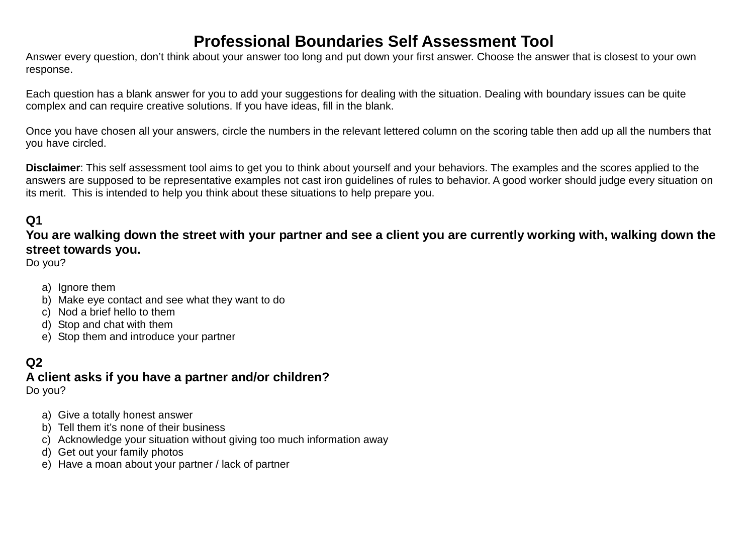# Professional Boundaries Self Assessment Tool

Answer every question, don't think about your answer too long and put down your first answer. Choose the answer that is closest to your own response.

Each question has a blank answer for you to add your suggestions for dealing with the situation. Dealing with boundary issues can be quite complex and can require creative solutions. If you have ideas, fill in the blank.

Once you have chosen all your answers, circle the numbers in the relevant lettered column on the scoring table then add up all the numbers that you have circled.

**Disclaimer**: This self assessment tool aims to get you to think about yourself and your behaviors. The examples and the scores applied to the answers are supposed to be representative examples not cast iron guidelines of rules to behavior. A good worker should judge every situation on its merit. This is intended to help you think about these situations to help prepare you.

**Q1**

**You are walking down the street with your partner and see a client you are currently working with, walking down the street towards you.**

Do you?

a) Ignore them
b) Make eye contact and see what they want to do
c) Nod a brief hello to them
d) Stop and chat with them
e) Stop them and introduce your partner

**Q2**

**A client asks if you have a partner and/or children?**

Do you?

a) Give a totally honest answer
b) Tell them it's none of their business
c) Acknowledge your situation without giving too much information away
d) Get out your family photos
e) Have a moan about your partner / lack of partner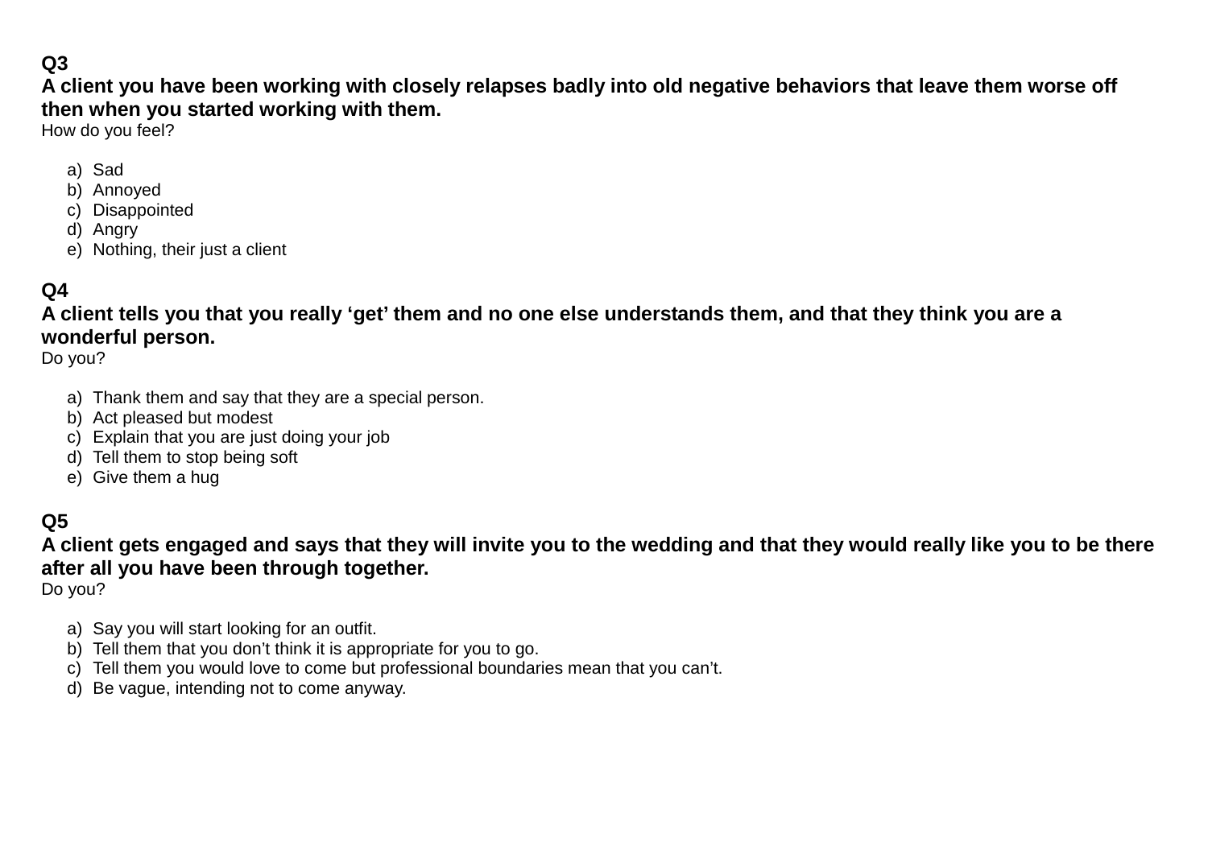**Q3**
**A client you have been working with closely relapses badly into old negative behaviors that leave them worse off then when you started working with them.**
How do you feel?

a) Sad
b) Annoyed
c) Disappointed
d) Angry
e) Nothing, their just a client

**Q4**
**A client tells you that you really ‘get’ them and no one else understands them, and that they think you are a wonderful person.**
Do you?

a) Thank them and say that they are a special person.
b) Act pleased but modest
c) Explain that you are just doing your job
d) Tell them to stop being soft
e) Give them a hug

**Q5**
**A client gets engaged and says that they will invite you to the wedding and that they would really like you to be there after all you have been through together.**
Do you?

a) Say you will start looking for an outfit.
b) Tell them that you don’t think it is appropriate for you to go.
c) Tell them you would love to come but professional boundaries mean that you can’t.
d) Be vague, intending not to come anyway.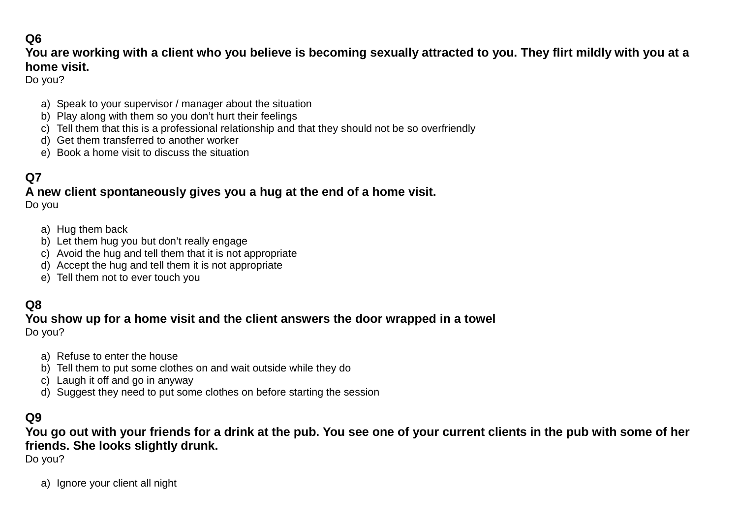**Q6**
**You are working with a client who you believe is becoming sexually attracted to you. They flirt mildly with you at a home visit.**
Do you?

a) Speak to your supervisor / manager about the situation
b) Play along with them so you don't hurt their feelings
c) Tell them that this is a professional relationship and that they should not be so overfriendly
d) Get them transferred to another worker
e) Book a home visit to discuss the situation

**Q7**
**A new client spontaneously gives you a hug at the end of a home visit.**
Do you

a) Hug them back
b) Let them hug you but don't really engage
c) Avoid the hug and tell them that it is not appropriate
d) Accept the hug and tell them it is not appropriate
e) Tell them not to ever touch you

**Q8**
**You show up for a home visit and the client answers the door wrapped in a towel**
Do you?

a) Refuse to enter the house
b) Tell them to put some clothes on and wait outside while they do
c) Laugh it off and go in anyway
d) Suggest they need to put some clothes on before starting the session

**Q9**
**You go out with your friends for a drink at the pub. You see one of your current clients in the pub with some of her friends. She looks slightly drunk.**
Do you?

a) Ignore your client all night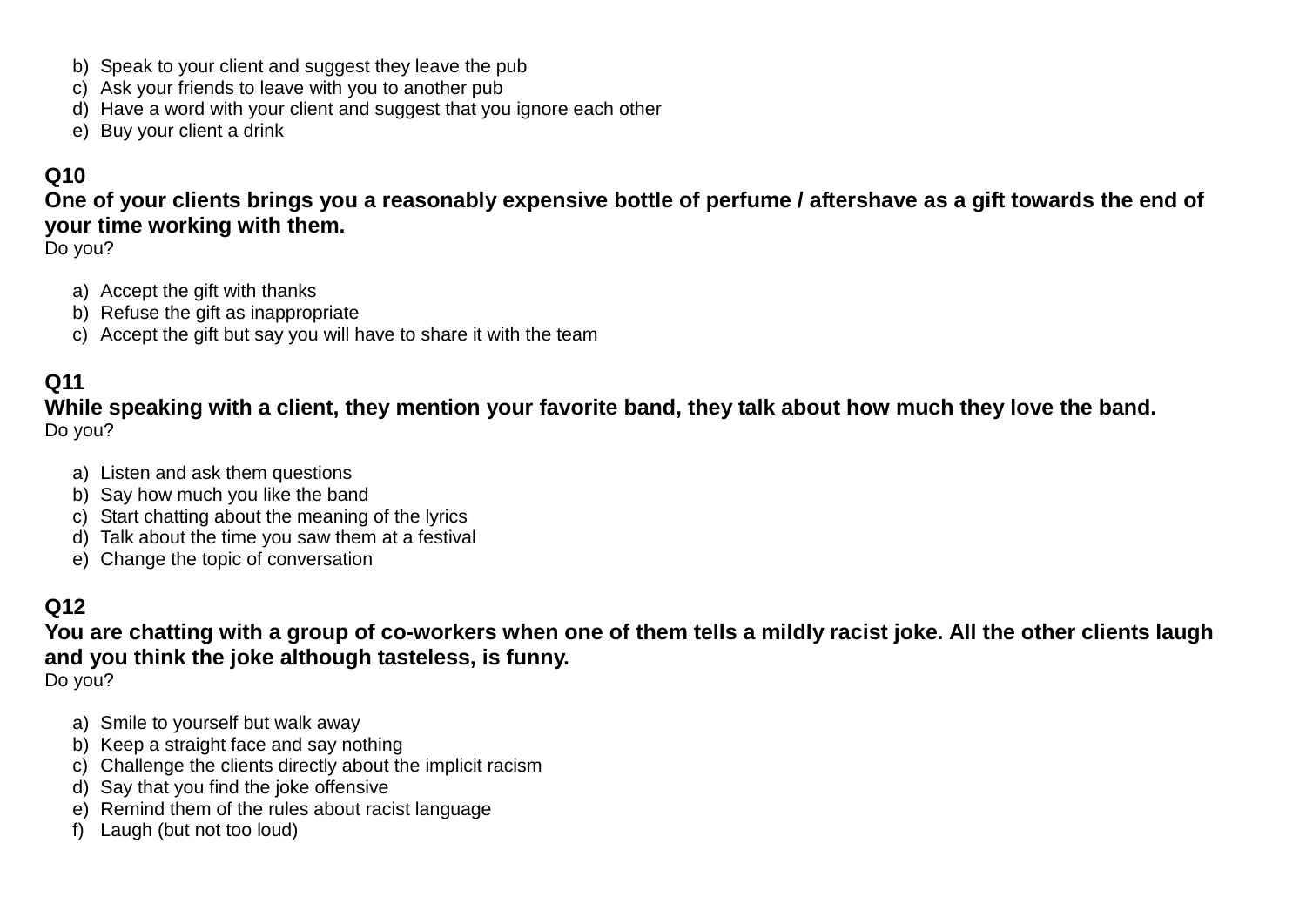b) Speak to your client and suggest they leave the pub
c) Ask your friends to leave with you to another pub
d) Have a word with your client and suggest that you ignore each other
e) Buy your client a drink

**Q10**
**One of your clients brings you a reasonably expensive bottle of perfume / aftershave as a gift towards the end of your time working with them.**
Do you?

a) Accept the gift with thanks
b) Refuse the gift as inappropriate
c) Accept the gift but say you will have to share it with the team

**Q11**
**While speaking with a client, they mention your favorite band, they talk about how much they love the band.**
Do you?

a) Listen and ask them questions
b) Say how much you like the band
c) Start chatting about the meaning of the lyrics
d) Talk about the time you saw them at a festival
e) Change the topic of conversation

**Q12**
**You are chatting with a group of co-workers when one of them tells a mildly racist joke. All the other clients laugh and you think the joke although tasteless, is funny.**
Do you?

a) Smile to yourself but walk away
b) Keep a straight face and say nothing
c) Challenge the clients directly about the implicit racism
d) Say that you find the joke offensive
e) Remind them of the rules about racist language
f) Laugh (but not too loud)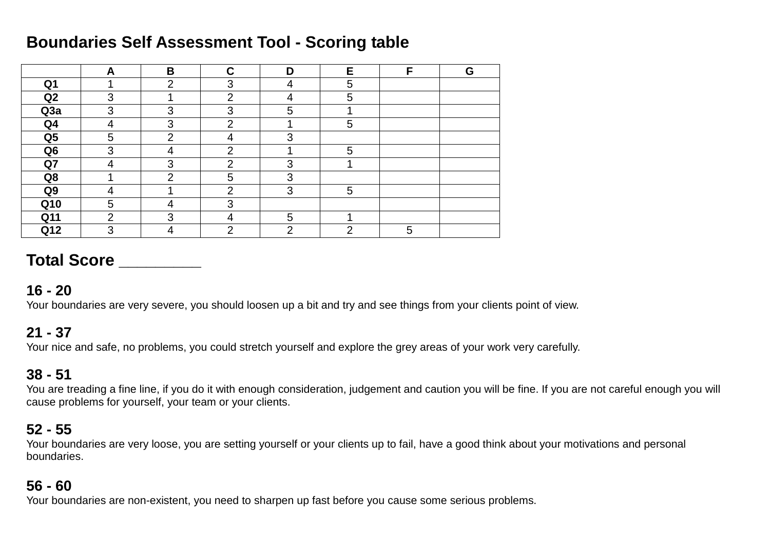## Boundaries Self Assessment Tool - Scoring table

| | A | B | C | D | E | F | G |
|---|---|---|---|---|---|---|---|
| Q1 | 1 | 2 | 3 | 4 | 5 | | |
| Q2 | 3 | 1 | 2 | 4 | 5 | | |
| Q3a | 3 | 3 | 3 | 5 | 1 | | |
| Q4 | 4 | 3 | 2 | 1 | 5 | | |
| Q5 | 5 | 2 | 4 | 3 | | | |
| Q6 | 3 | 4 | 2 | 1 | 5 | | |
| Q7 | 4 | 3 | 2 | 3 | 1 | | |
| Q8 | 1 | 2 | 5 | 3 | | | |
| Q9 | 4 | 1 | 2 | 3 | 5 | | |
| Q10 | 5 | 4 | 3 | | | | |
| Q11 | 2 | 3 | 4 | 5 | 1 | | |
| Q12 | 3 | 4 | 2 | 2 | 2 | 5 | |

## Total Score _________

### 16 - 20

Your boundaries are very severe, you should loosen up a bit and try and see things from your clients point of view.

### 21 - 37

Your nice and safe, no problems, you could stretch yourself and explore the grey areas of your work very carefully.

### 38 - 51

You are treading a fine line, if you do it with enough consideration, judgement and caution you will be fine. If you are not careful enough you will cause problems for yourself, your team or your clients.

### 52 - 55

Your boundaries are very loose, you are setting yourself or your clients up to fail, have a good think about your motivations and personal boundaries.

### 56 - 60

Your boundaries are non-existent, you need to sharpen up fast before you cause some serious problems.